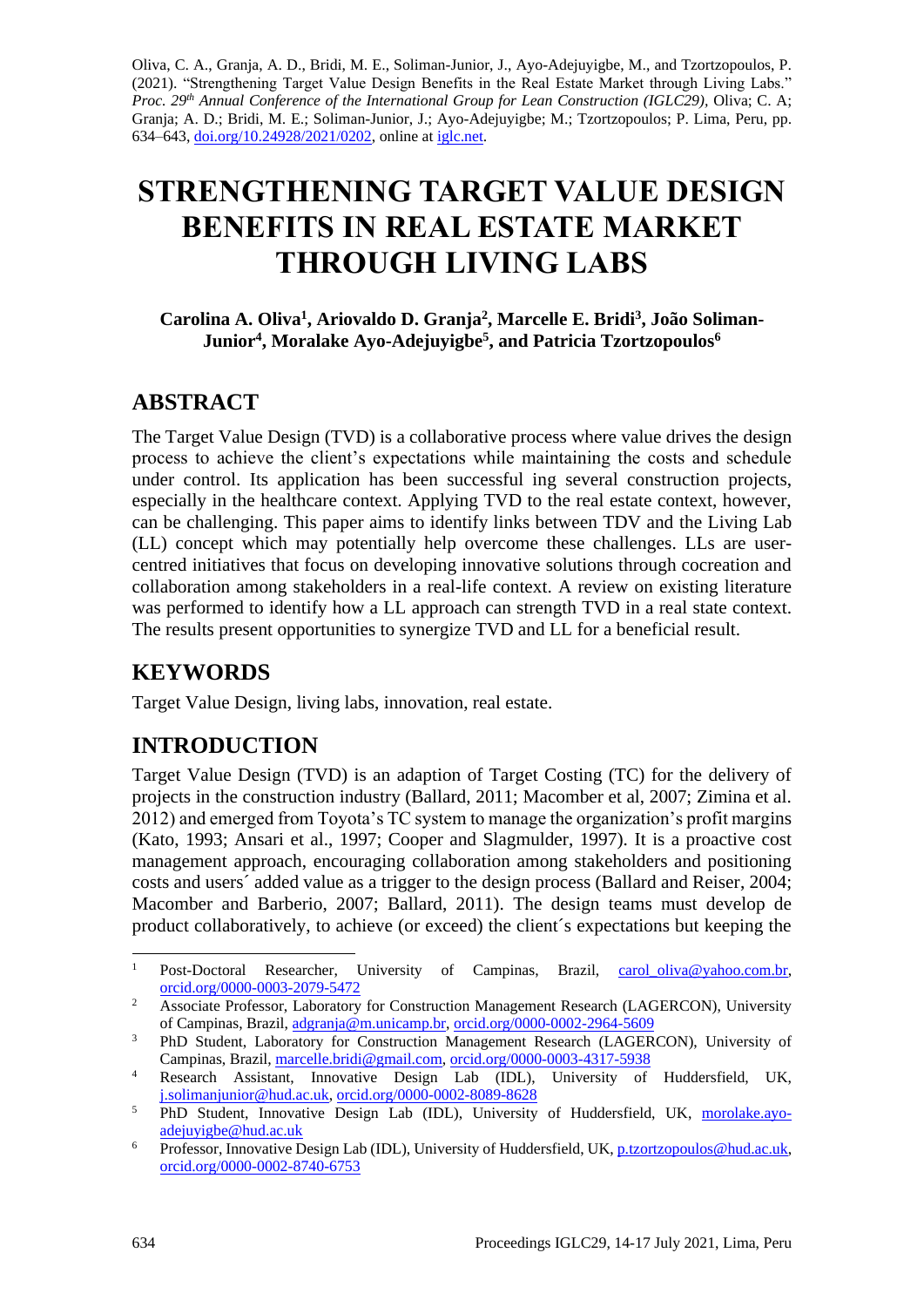Oliva, C. A., Granja, A. D., Bridi, M. E., Soliman-Junior, J., Ayo-Adejuyigbe, M., and Tzortzopoulos, P. (2021). "Strengthening Target Value Design Benefits in the Real Estate Market through Living Labs." *Proc. 29th Annual Conference of the International Group for Lean Construction (IGLC29)*, Oliva; C. A; Granja; A. D.; Bridi, M. E.; Soliman-Junior, J.; Ayo-Adejuyigbe; M.; Tzortzopoulos; P. Lima, Peru, pp. 634–643, doi.org/10.24928/2021/0202, online at iglc.net.

# STRENGTHENING TARGET VALUE DESIGN BENEFITS IN REAL ESTATE MARKET THROUGH LIVING LABS

**Carolina A. Oliva[1], Ariovaldo D. Granja[2], Marcelle E. Bridi[3], João Soliman-Junior[4], Moralake Ayo-Adejuyigbe[5], and Patricia Tzortzopoulos[6]**

## ABSTRACT

The Target Value Design (TVD) is a collaborative process where value drives the design process to achieve the client's expectations while maintaining the costs and schedule under control. Its application has been successful ing several construction projects, especially in the healthcare context. Applying TVD to the real estate context, however, can be challenging. This paper aims to identify links between TDV and the Living Lab (LL) concept which may potentially help overcome these challenges. LLs are user-centred initiatives that focus on developing innovative solutions through cocreation and collaboration among stakeholders in a real-life context. A review on existing literature was performed to identify how a LL approach can strength TVD in a real state context. The results present opportunities to synergize TVD and LL for a beneficial result.

## KEYWORDS

Target Value Design, living labs, innovation, real estate.

## INTRODUCTION

Target Value Design (TVD) is an adaption of Target Costing (TC) for the delivery of projects in the construction industry (Ballard, 2011; Macomber et al, 2007; Zimina et al. 2012) and emerged from Toyota's TC system to manage the organization's profit margins (Kato, 1993; Ansari et al., 1997; Cooper and Slagmulder, 1997). It is a proactive cost management approach, encouraging collaboration among stakeholders and positioning costs and users´ added value as a trigger to the design process (Ballard and Reiser, 2004; Macomber and Barberio, 2007; Ballard, 2011). The design teams must develop de product collaboratively, to achieve (or exceed) the client´s expectations but keeping the

---

[1] Post-Doctoral Researcher, University of Campinas, Brazil, carol_oliva@yahoo.com.br, orcid.org/0000-0003-2079-5472

[2] Associate Professor, Laboratory for Construction Management Research (LAGERCON), University of Campinas, Brazil, adgranja@m.unicamp.br, orcid.org/0000-0002-2964-5609

[3] PhD Student, Laboratory for Construction Management Research (LAGERCON), University of Campinas, Brazil, marcelle.bridi@gmail.com, orcid.org/0000-0003-4317-5938

[4] Research Assistant, Innovative Design Lab (IDL), University of Huddersfield, UK, j.solimanjunior@hud.ac.uk, orcid.org/0000-0002-8089-8628

[5] PhD Student, Innovative Design Lab (IDL), University of Huddersfield, UK, morolake.ayo-adejuyigbe@hud.ac.uk

[6] Professor, Innovative Design Lab (IDL), University of Huddersfield, UK, p.tzortzopoulos@hud.ac.uk, orcid.org/0000-0002-8740-6753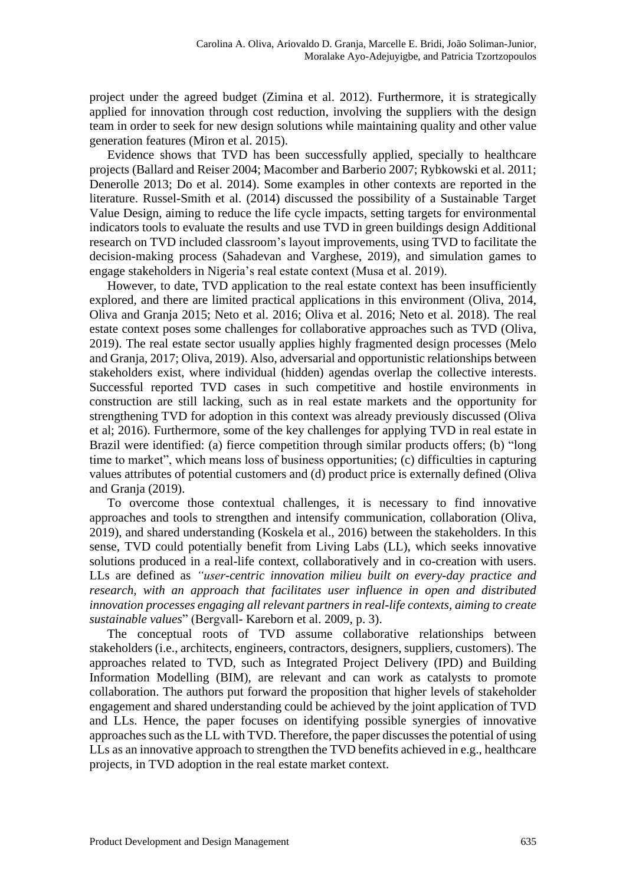project under the agreed budget (Zimina et al. 2012). Furthermore, it is strategically applied for innovation through cost reduction, involving the suppliers with the design team in order to seek for new design solutions while maintaining quality and other value generation features (Miron et al. 2015).

Evidence shows that TVD has been successfully applied, specially to healthcare projects (Ballard and Reiser 2004; Macomber and Barberio 2007; Rybkowski et al. 2011; Denerolle 2013; Do et al. 2014). Some examples in other contexts are reported in the literature. Russel-Smith et al. (2014) discussed the possibility of a Sustainable Target Value Design, aiming to reduce the life cycle impacts, setting targets for environmental indicators tools to evaluate the results and use TVD in green buildings design Additional research on TVD included classroom's layout improvements, using TVD to facilitate the decision-making process (Sahadevan and Varghese, 2019), and simulation games to engage stakeholders in Nigeria's real estate context (Musa et al. 2019).

However, to date, TVD application to the real estate context has been insufficiently explored, and there are limited practical applications in this environment (Oliva, 2014, Oliva and Granja 2015; Neto et al. 2016; Oliva et al. 2016; Neto et al. 2018). The real estate context poses some challenges for collaborative approaches such as TVD (Oliva, 2019). The real estate sector usually applies highly fragmented design processes (Melo and Granja, 2017; Oliva, 2019). Also, adversarial and opportunistic relationships between stakeholders exist, where individual (hidden) agendas overlap the collective interests. Successful reported TVD cases in such competitive and hostile environments in construction are still lacking, such as in real estate markets and the opportunity for strengthening TVD for adoption in this context was already previously discussed (Oliva et al; 2016). Furthermore, some of the key challenges for applying TVD in real estate in Brazil were identified: (a) fierce competition through similar products offers; (b) "long time to market", which means loss of business opportunities; (c) difficulties in capturing values attributes of potential customers and (d) product price is externally defined (Oliva and Granja (2019).

To overcome those contextual challenges, it is necessary to find innovative approaches and tools to strengthen and intensify communication, collaboration (Oliva, 2019), and shared understanding (Koskela et al., 2016) between the stakeholders. In this sense, TVD could potentially benefit from Living Labs (LL), which seeks innovative solutions produced in a real-life context, collaboratively and in co-creation with users. LLs are defined as *"user-centric innovation milieu built on every-day practice and research, with an approach that facilitates user influence in open and distributed innovation processes engaging all relevant partners in real-life contexts, aiming to create sustainable values*" (Bergvall- Kareborn et al. 2009, p. 3).

The conceptual roots of TVD assume collaborative relationships between stakeholders (i.e., architects, engineers, contractors, designers, suppliers, customers). The approaches related to TVD, such as Integrated Project Delivery (IPD) and Building Information Modelling (BIM), are relevant and can work as catalysts to promote collaboration. The authors put forward the proposition that higher levels of stakeholder engagement and shared understanding could be achieved by the joint application of TVD and LLs. Hence, the paper focuses on identifying possible synergies of innovative approaches such as the LL with TVD. Therefore, the paper discusses the potential of using LLs as an innovative approach to strengthen the TVD benefits achieved in e.g., healthcare projects, in TVD adoption in the real estate market context.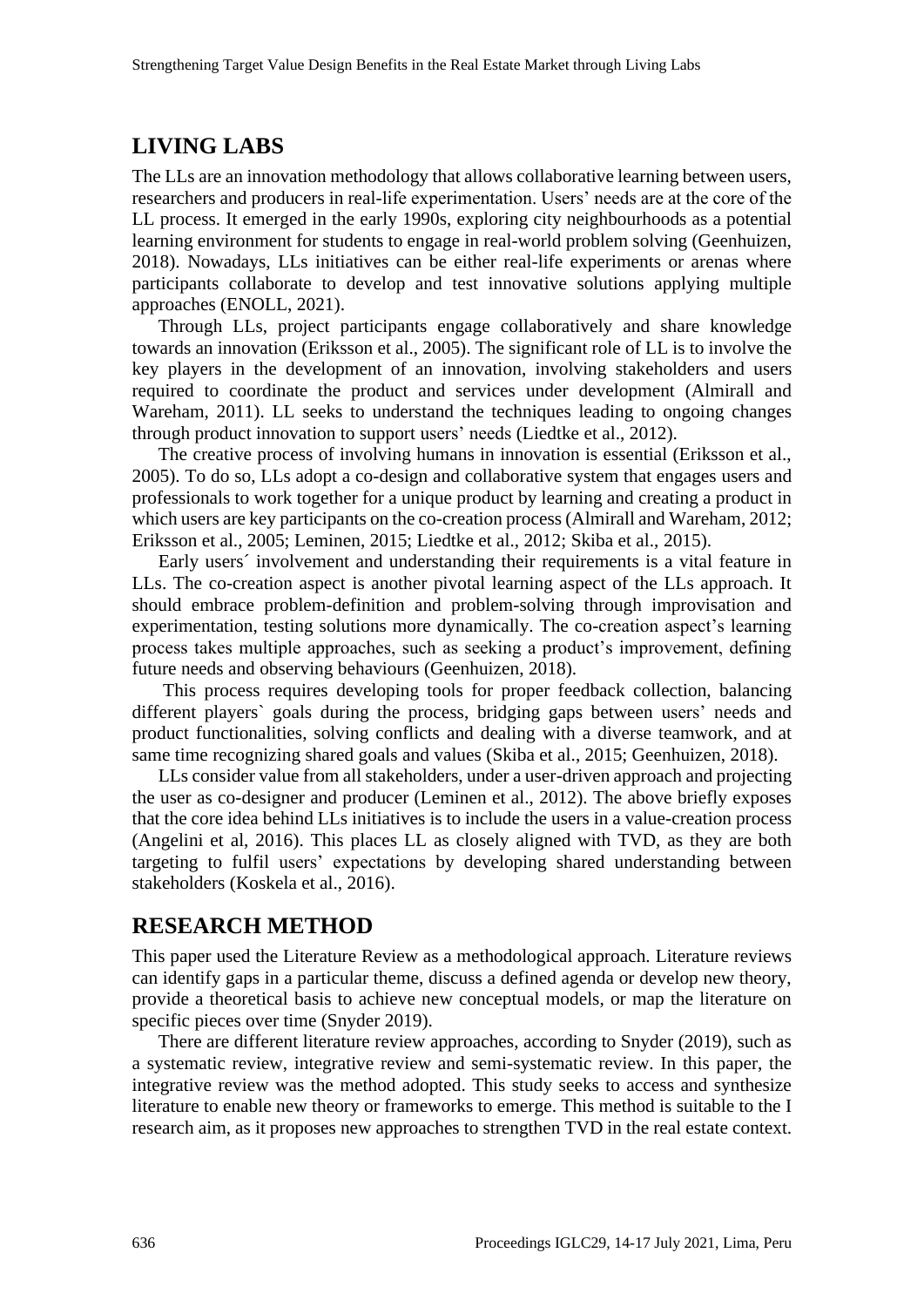## LIVING LABS

The LLs are an innovation methodology that allows collaborative learning between users, researchers and producers in real-life experimentation. Users' needs are at the core of the LL process. It emerged in the early 1990s, exploring city neighbourhoods as a potential learning environment for students to engage in real-world problem solving (Geenhuizen, 2018). Nowadays, LLs initiatives can be either real-life experiments or arenas where participants collaborate to develop and test innovative solutions applying multiple approaches (ENOLL, 2021).

Through LLs, project participants engage collaboratively and share knowledge towards an innovation (Eriksson et al., 2005). The significant role of LL is to involve the key players in the development of an innovation, involving stakeholders and users required to coordinate the product and services under development (Almirall and Wareham, 2011). LL seeks to understand the techniques leading to ongoing changes through product innovation to support users' needs (Liedtke et al., 2012).

The creative process of involving humans in innovation is essential (Eriksson et al., 2005). To do so, LLs adopt a co-design and collaborative system that engages users and professionals to work together for a unique product by learning and creating a product in which users are key participants on the co-creation process (Almirall and Wareham, 2012; Eriksson et al., 2005; Leminen, 2015; Liedtke et al., 2012; Skiba et al., 2015).

Early users´ involvement and understanding their requirements is a vital feature in LLs. The co-creation aspect is another pivotal learning aspect of the LLs approach. It should embrace problem-definition and problem-solving through improvisation and experimentation, testing solutions more dynamically. The co-creation aspect's learning process takes multiple approaches, such as seeking a product's improvement, defining future needs and observing behaviours (Geenhuizen, 2018).

This process requires developing tools for proper feedback collection, balancing different players` goals during the process, bridging gaps between users' needs and product functionalities, solving conflicts and dealing with a diverse teamwork, and at same time recognizing shared goals and values (Skiba et al., 2015; Geenhuizen, 2018).

LLs consider value from all stakeholders, under a user-driven approach and projecting the user as co-designer and producer (Leminen et al., 2012). The above briefly exposes that the core idea behind LLs initiatives is to include the users in a value-creation process (Angelini et al, 2016). This places LL as closely aligned with TVD, as they are both targeting to fulfil users' expectations by developing shared understanding between stakeholders (Koskela et al., 2016).

## RESEARCH METHOD

This paper used the Literature Review as a methodological approach. Literature reviews can identify gaps in a particular theme, discuss a defined agenda or develop new theory, provide a theoretical basis to achieve new conceptual models, or map the literature on specific pieces over time (Snyder 2019).

There are different literature review approaches, according to Snyder (2019), such as a systematic review, integrative review and semi-systematic review. In this paper, the integrative review was the method adopted. This study seeks to access and synthesize literature to enable new theory or frameworks to emerge. This method is suitable to the I research aim, as it proposes new approaches to strengthen TVD in the real estate context.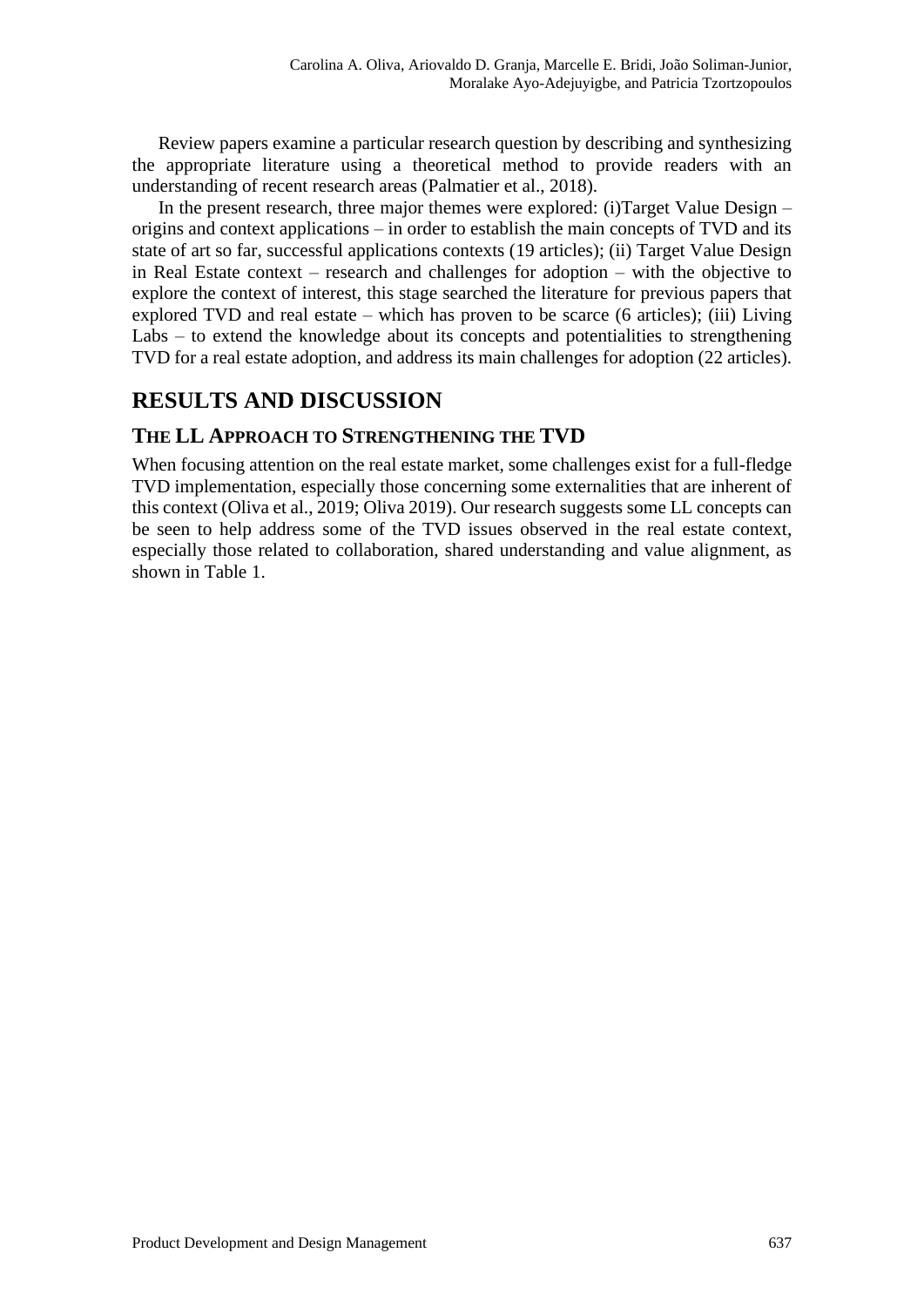Review papers examine a particular research question by describing and synthesizing the appropriate literature using a theoretical method to provide readers with an understanding of recent research areas (Palmatier et al., 2018).

In the present research, three major themes were explored: (i)Target Value Design – origins and context applications – in order to establish the main concepts of TVD and its state of art so far, successful applications contexts (19 articles); (ii) Target Value Design in Real Estate context – research and challenges for adoption – with the objective to explore the context of interest, this stage searched the literature for previous papers that explored TVD and real estate – which has proven to be scarce (6 articles); (iii) Living Labs – to extend the knowledge about its concepts and potentialities to strengthening TVD for a real estate adoption, and address its main challenges for adoption (22 articles).

# RESULTS AND DISCUSSION

## THE LL APPROACH TO STRENGTHENING THE TVD

When focusing attention on the real estate market, some challenges exist for a full-fledge TVD implementation, especially those concerning some externalities that are inherent of this context (Oliva et al., 2019; Oliva 2019). Our research suggests some LL concepts can be seen to help address some of the TVD issues observed in the real estate context, especially those related to collaboration, shared understanding and value alignment, as shown in Table 1.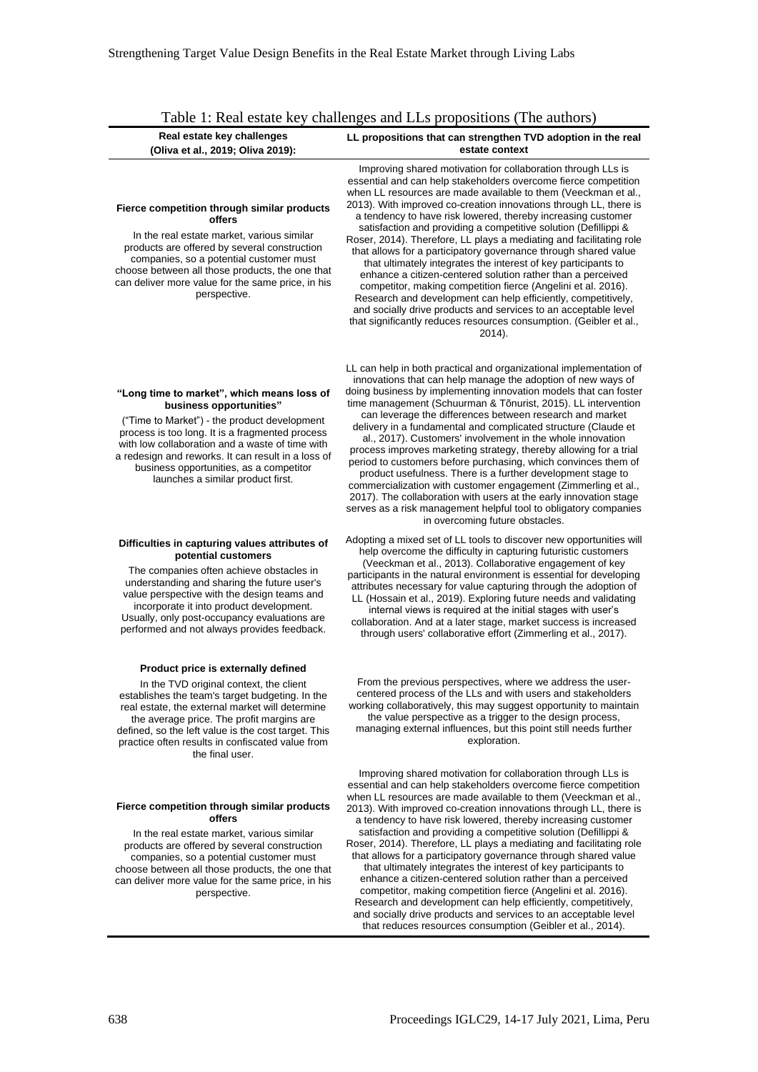Table 1: Real estate key challenges and LLs propositions (The authors)

| Real estate key challenges (Oliva et al., 2019; Oliva 2019): | LL propositions that can strengthen TVD adoption in the real estate context |
|---|---|
| **Fierce competition through similar products offers** In the real estate market, various similar products are offered by several construction companies, so a potential customer must choose between all those products, the one that can deliver more value for the same price, in his perspective. | Improving shared motivation for collaboration through LLs is essential and can help stakeholders overcome fierce competition when LL resources are made available to them (Veeckman et al., 2013). With improved co-creation innovations through LL, there is a tendency to have risk lowered, thereby increasing customer satisfaction and providing a competitive solution (Defillippi & Roser, 2014). Therefore, LL plays a mediating and facilitating role that allows for a participatory governance through shared value that ultimately integrates the interest of key participants to enhance a citizen-centered solution rather than a perceived competitor, making competition fierce (Angelini et al. 2016). Research and development can help efficiently, competitively, and socially drive products and services to an acceptable level that significantly reduces resources consumption. (Geibler et al., 2014). |
| **"Long time to market", which means loss of business opportunities"** ("Time to Market") - the product development process is too long. It is a fragmented process with low collaboration and a waste of time with a redesign and reworks. It can result in a loss of business opportunities, as a competitor launches a similar product first. | LL can help in both practical and organizational implementation of innovations that can help manage the adoption of new ways of doing business by implementing innovation models that can foster time management (Schuurman & Tõnurist, 2015). LL intervention can leverage the differences between research and market delivery in a fundamental and complicated structure (Claude et al., 2017). Customers' involvement in the whole innovation process improves marketing strategy, thereby allowing for a trial period to customers before purchasing, which convinces them of product usefulness. There is a further development stage to commercialization with customer engagement (Zimmerling et al., 2017). The collaboration with users at the early innovation stage serves as a risk management helpful tool to obligatory companies in overcoming future obstacles. |
| **Difficulties in capturing values attributes of potential customers** The companies often achieve obstacles in understanding and sharing the future user's value perspective with the design teams and incorporate it into product development. Usually, only post-occupancy evaluations are performed and not always provides feedback. | Adopting a mixed set of LL tools to discover new opportunities will help overcome the difficulty in capturing futuristic customers (Veeckman et al., 2013). Collaborative engagement of key participants in the natural environment is essential for developing attributes necessary for value capturing through the adoption of LL (Hossain et al., 2019). Exploring future needs and validating internal views is required at the initial stages with user's collaboration. And at a later stage, market success is increased through users' collaborative effort (Zimmerling et al., 2017). |
| **Product price is externally defined** In the TVD original context, the client establishes the team's target budgeting. In the real estate, the external market will determine the average price. The profit margins are defined, so the left value is the cost target. This practice often results in confiscated value from the final user. | From the previous perspectives, where we address the user-centered process of the LLs and with users and stakeholders working collaboratively, this may suggest opportunity to maintain the value perspective as a trigger to the design process, managing external influences, but this point still needs further exploration. |
| **Fierce competition through similar products offers** In the real estate market, various similar products are offered by several construction companies, so a potential customer must choose between all those products, the one that can deliver more value for the same price, in his perspective. | Improving shared motivation for collaboration through LLs is essential and can help stakeholders overcome fierce competition when LL resources are made available to them (Veeckman et al., 2013). With improved co-creation innovations through LL, there is a tendency to have risk lowered, thereby increasing customer satisfaction and providing a competitive solution (Defillippi & Roser, 2014). Therefore, LL plays a mediating and facilitating role that allows for a participatory governance through shared value that ultimately integrates the interest of key participants to enhance a citizen-centered solution rather than a perceived competitor, making competition fierce (Angelini et al. 2016). Research and development can help efficiently, competitively, and socially drive products and services to an acceptable level that reduces resources consumption (Geibler et al., 2014). |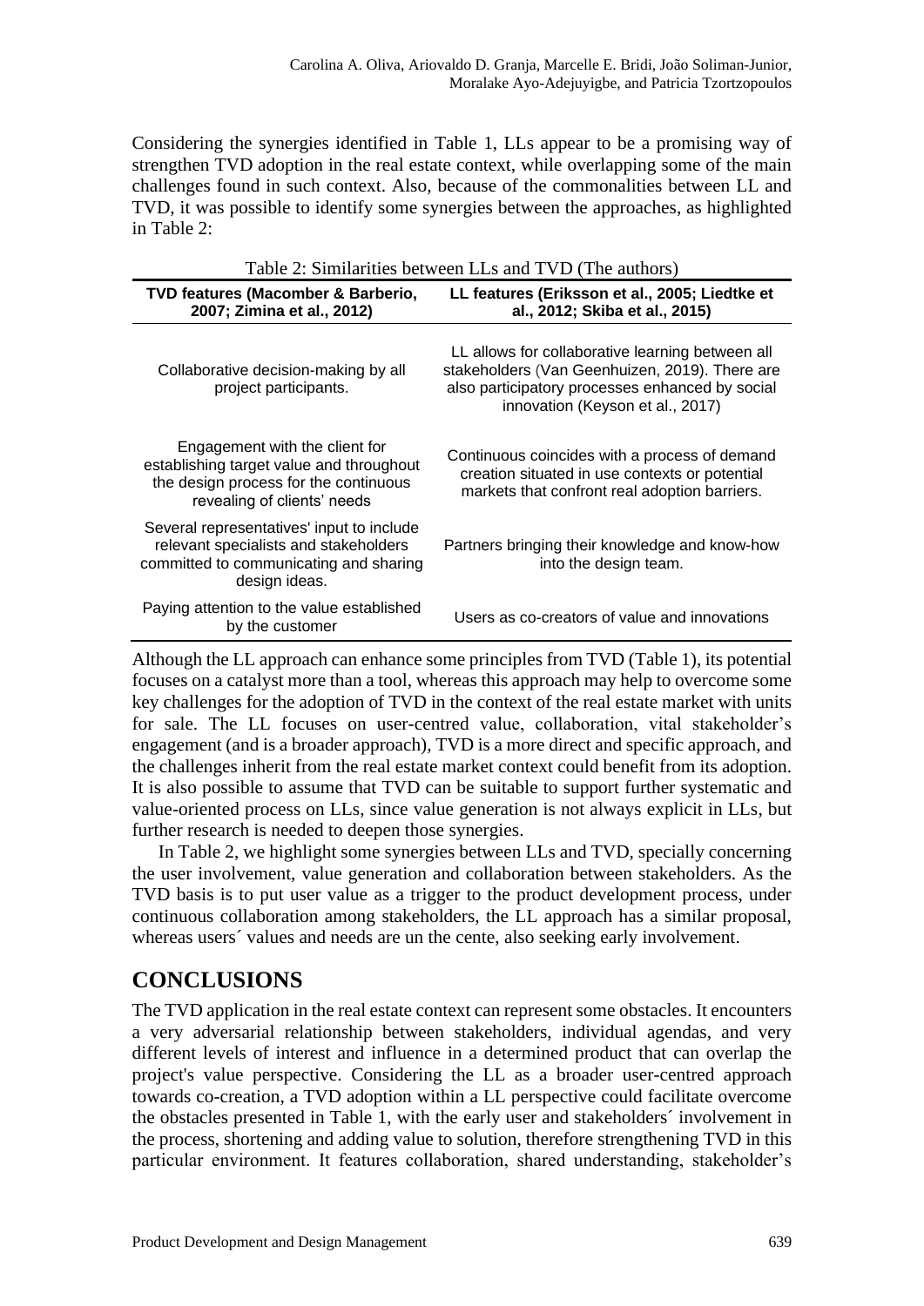Considering the synergies identified in Table 1, LLs appear to be a promising way of strengthen TVD adoption in the real estate context, while overlapping some of the main challenges found in such context. Also, because of the commonalities between LL and TVD, it was possible to identify some synergies between the approaches, as highlighted in Table 2:

Table 2: Similarities between LLs and TVD (The authors)

| TVD features (Macomber & Barberio, 2007; Zimina et al., 2012) | LL features (Eriksson et al., 2005; Liedtke et al., 2012; Skiba et al., 2015) |
|---|---|
| Collaborative decision-making by all project participants. | LL allows for collaborative learning between all stakeholders (Van Geenhuizen, 2019). There are also participatory processes enhanced by social innovation (Keyson et al., 2017) |
| Engagement with the client for establishing target value and throughout the design process for the continuous revealing of clients' needs | Continuous coincides with a process of demand creation situated in use contexts or potential markets that confront real adoption barriers. |
| Several representatives' input to include relevant specialists and stakeholders committed to communicating and sharing design ideas. | Partners bringing their knowledge and know-how into the design team. |
| Paying attention to the value established by the customer | Users as co-creators of value and innovations |

Although the LL approach can enhance some principles from TVD (Table 1), its potential focuses on a catalyst more than a tool, whereas this approach may help to overcome some key challenges for the adoption of TVD in the context of the real estate market with units for sale. The LL focuses on user-centred value, collaboration, vital stakeholder's engagement (and is a broader approach), TVD is a more direct and specific approach, and the challenges inherit from the real estate market context could benefit from its adoption. It is also possible to assume that TVD can be suitable to support further systematic and value-oriented process on LLs, since value generation is not always explicit in LLs, but further research is needed to deepen those synergies.

In Table 2, we highlight some synergies between LLs and TVD, specially concerning the user involvement, value generation and collaboration between stakeholders. As the TVD basis is to put user value as a trigger to the product development process, under continuous collaboration among stakeholders, the LL approach has a similar proposal, whereas users´ values and needs are un the cente, also seeking early involvement.

## CONCLUSIONS

The TVD application in the real estate context can represent some obstacles. It encounters a very adversarial relationship between stakeholders, individual agendas, and very different levels of interest and influence in a determined product that can overlap the project's value perspective. Considering the LL as a broader user-centred approach towards co-creation, a TVD adoption within a LL perspective could facilitate overcome the obstacles presented in Table 1, with the early user and stakeholders´ involvement in the process, shortening and adding value to solution, therefore strengthening TVD in this particular environment. It features collaboration, shared understanding, stakeholder's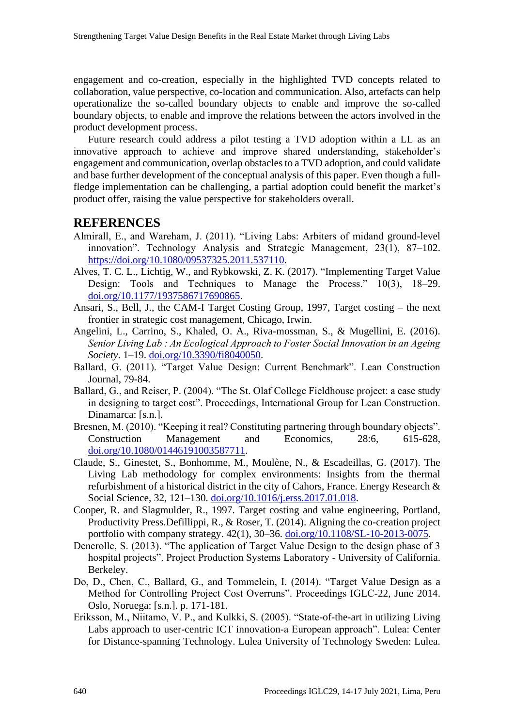engagement and co-creation, especially in the highlighted TVD concepts related to collaboration, value perspective, co-location and communication. Also, artefacts can help operationalize the so-called boundary objects to enable and improve the so-called boundary objects, to enable and improve the relations between the actors involved in the product development process.

Future research could address a pilot testing a TVD adoption within a LL as an innovative approach to achieve and improve shared understanding, stakeholder's engagement and communication, overlap obstacles to a TVD adoption, and could validate and base further development of the conceptual analysis of this paper. Even though a full-fledge implementation can be challenging, a partial adoption could benefit the market's product offer, raising the value perspective for stakeholders overall.

## REFERENCES

Almirall, E., and Wareham, J. (2011). "Living Labs: Arbiters of midand ground-level innovation". Technology Analysis and Strategic Management, 23(1), 87–102. https://doi.org/10.1080/09537325.2011.537110.

Alves, T. C. L., Lichtig, W., and Rybkowski, Z. K. (2017). "Implementing Target Value Design: Tools and Techniques to Manage the Process." 10(3), 18–29. doi.org/10.1177/1937586717690865.

Ansari, S., Bell, J., the CAM-I Target Costing Group, 1997, Target costing – the next frontier in strategic cost management, Chicago, Irwin.

Angelini, L., Carrino, S., Khaled, O. A., Riva-mossman, S., & Mugellini, E. (2016). *Senior Living Lab : An Ecological Approach to Foster Social Innovation in an Ageing Society*. 1–19. doi.org/10.3390/fi8040050.

Ballard, G. (2011). "Target Value Design: Current Benchmark". Lean Construction Journal, 79-84.

Ballard, G., and Reiser, P. (2004). "The St. Olaf College Fieldhouse project: a case study in designing to target cost". Proceedings, International Group for Lean Construction. Dinamarca: [s.n.].

Bresnen, M. (2010). "Keeping it real? Constituting partnering through boundary objects". Construction Management and Economics, 28:6, 615-628, doi.org/10.1080/01446191003587711.

Claude, S., Ginestet, S., Bonhomme, M., Moulène, N., & Escadeillas, G. (2017). The Living Lab methodology for complex environments: Insights from the thermal refurbishment of a historical district in the city of Cahors, France. Energy Research & Social Science, 32, 121–130. doi.org/10.1016/j.erss.2017.01.018.

Cooper, R. and Slagmulder, R., 1997. Target costing and value engineering, Portland, Productivity Press.Defillippi, R., & Roser, T. (2014). Aligning the co-creation project portfolio with company strategy. 42(1), 30–36. doi.org/10.1108/SL-10-2013-0075.

Denerolle, S. (2013). "The application of Target Value Design to the design phase of 3 hospital projects". Project Production Systems Laboratory - University of California. Berkeley.

Do, D., Chen, C., Ballard, G., and Tommelein, I. (2014). "Target Value Design as a Method for Controlling Project Cost Overruns". Proceedings IGLC-22, June 2014. Oslo, Noruega: [s.n.]. p. 171-181.

Eriksson, M., Niitamo, V. P., and Kulkki, S. (2005). "State-of-the-art in utilizing Living Labs approach to user-centric ICT innovation-a European approach". Lulea: Center for Distance-spanning Technology. Lulea University of Technology Sweden: Lulea.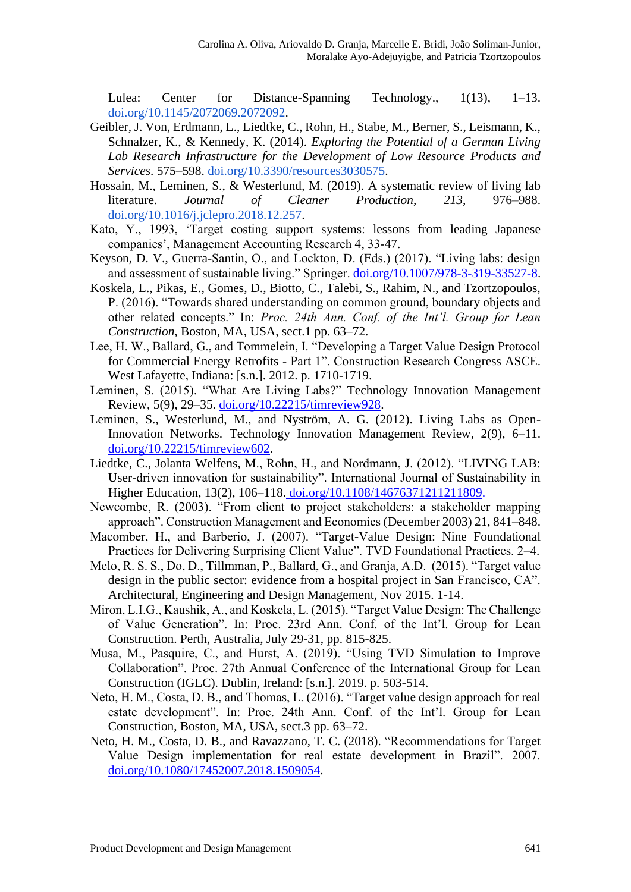Lulea: Center for Distance-Spanning Technology., 1(13), 1–13. doi.org/10.1145/2072069.2072092.

Geibler, J. Von, Erdmann, L., Liedtke, C., Rohn, H., Stabe, M., Berner, S., Leismann, K., Schnalzer, K., & Kennedy, K. (2014). *Exploring the Potential of a German Living Lab Research Infrastructure for the Development of Low Resource Products and Services*. 575–598. doi.org/10.3390/resources3030575.

Hossain, M., Leminen, S., & Westerlund, M. (2019). A systematic review of living lab literature. *Journal of Cleaner Production*, *213*, 976–988. doi.org/10.1016/j.jclepro.2018.12.257.

Kato, Y., 1993, 'Target costing support systems: lessons from leading Japanese companies', Management Accounting Research 4, 33-47.

Keyson, D. V., Guerra-Santin, O., and Lockton, D. (Eds.) (2017). "Living labs: design and assessment of sustainable living." Springer. doi.org/10.1007/978-3-319-33527-8.

Koskela, L., Pikas, E., Gomes, D., Biotto, C., Talebi, S., Rahim, N., and Tzortzopoulos, P. (2016). "Towards shared understanding on common ground, boundary objects and other related concepts." In: *Proc. 24th Ann. Conf. of the Int'l. Group for Lean Construction*, Boston, MA, USA, sect.1 pp. 63–72.

Lee, H. W., Ballard, G., and Tommelein, I. "Developing a Target Value Design Protocol for Commercial Energy Retrofits - Part 1". Construction Research Congress ASCE. West Lafayette, Indiana: [s.n.]. 2012. p. 1710-1719.

Leminen, S. (2015). "What Are Living Labs?" Technology Innovation Management Review, 5(9), 29–35. doi.org/10.22215/timreview928.

Leminen, S., Westerlund, M., and Nyström, A. G. (2012). Living Labs as Open-Innovation Networks. Technology Innovation Management Review, 2(9), 6–11. doi.org/10.22215/timreview602.

Liedtke, C., Jolanta Welfens, M., Rohn, H., and Nordmann, J. (2012). "LIVING LAB: User-driven innovation for sustainability". International Journal of Sustainability in Higher Education, 13(2), 106–118. doi.org/10.1108/14676371211211809.

Newcombe, R. (2003). "From client to project stakeholders: a stakeholder mapping approach". Construction Management and Economics (December 2003) 21, 841–848.

Macomber, H., and Barberio, J. (2007). "Target-Value Design: Nine Foundational Practices for Delivering Surprising Client Value". TVD Foundational Practices. 2–4.

Melo, R. S. S., Do, D., Tillmman, P., Ballard, G., and Granja, A.D. (2015). "Target value design in the public sector: evidence from a hospital project in San Francisco, CA". Architectural, Engineering and Design Management, Nov 2015. 1-14.

Miron, L.I.G., Kaushik, A., and Koskela, L. (2015). "Target Value Design: The Challenge of Value Generation". In: Proc. 23rd Ann. Conf. of the Int'l. Group for Lean Construction. Perth, Australia, July 29-31, pp. 815-825.

Musa, M., Pasquire, C., and Hurst, A. (2019). "Using TVD Simulation to Improve Collaboration". Proc. 27th Annual Conference of the International Group for Lean Construction (IGLC). Dublin, Ireland: [s.n.]. 2019. p. 503-514.

Neto, H. M., Costa, D. B., and Thomas, L. (2016). "Target value design approach for real estate development". In: Proc. 24th Ann. Conf. of the Int'l. Group for Lean Construction, Boston, MA, USA, sect.3 pp. 63–72.

Neto, H. M., Costa, D. B., and Ravazzano, T. C. (2018). "Recommendations for Target Value Design implementation for real estate development in Brazil". 2007. doi.org/10.1080/17452007.2018.1509054.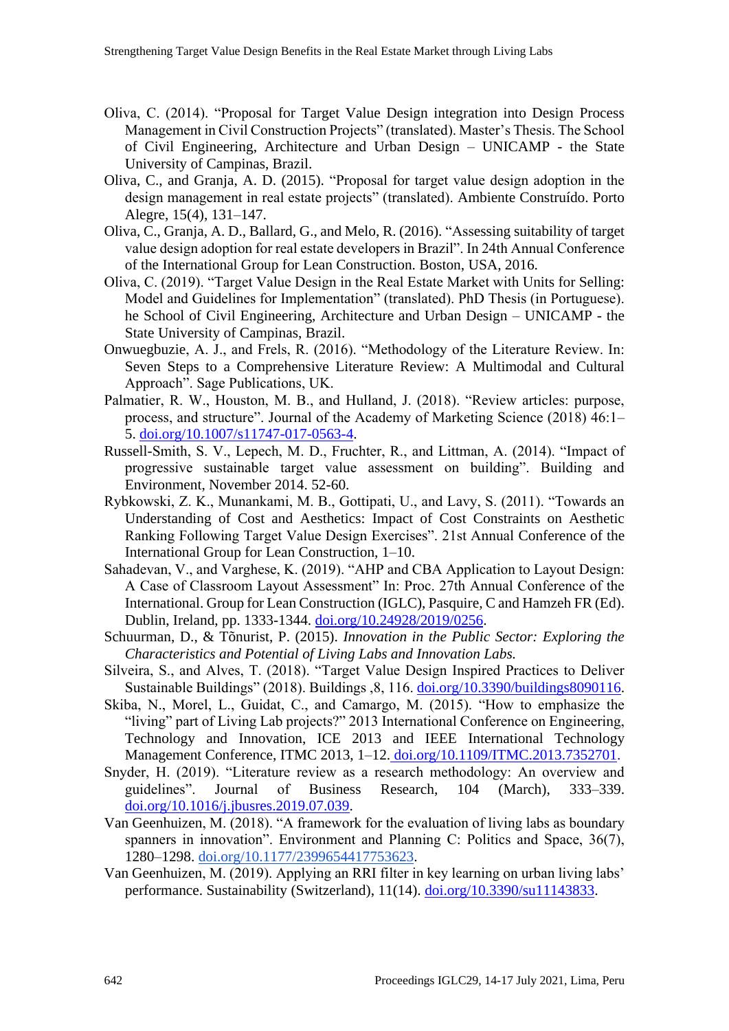Oliva, C. (2014). "Proposal for Target Value Design integration into Design Process Management in Civil Construction Projects" (translated). Master's Thesis. The School of Civil Engineering, Architecture and Urban Design – UNICAMP - the State University of Campinas, Brazil.

Oliva, C., and Granja, A. D. (2015). "Proposal for target value design adoption in the design management in real estate projects" (translated). Ambiente Construído. Porto Alegre, 15(4), 131–147.

Oliva, C., Granja, A. D., Ballard, G., and Melo, R. (2016). "Assessing suitability of target value design adoption for real estate developers in Brazil". In 24th Annual Conference of the International Group for Lean Construction. Boston, USA, 2016.

Oliva, C. (2019). "Target Value Design in the Real Estate Market with Units for Selling: Model and Guidelines for Implementation" (translated). PhD Thesis (in Portuguese). he School of Civil Engineering, Architecture and Urban Design – UNICAMP - the State University of Campinas, Brazil.

Onwuegbuzie, A. J., and Frels, R. (2016). "Methodology of the Literature Review. In: Seven Steps to a Comprehensive Literature Review: A Multimodal and Cultural Approach". Sage Publications, UK.

Palmatier, R. W., Houston, M. B., and Hulland, J. (2018). "Review articles: purpose, process, and structure". Journal of the Academy of Marketing Science (2018) 46:1–5. doi.org/10.1007/s11747-017-0563-4.

Russell-Smith, S. V., Lepech, M. D., Fruchter, R., and Littman, A. (2014). "Impact of progressive sustainable target value assessment on building". Building and Environment, November 2014. 52-60.

Rybkowski, Z. K., Munankami, M. B., Gottipati, U., and Lavy, S. (2011). "Towards an Understanding of Cost and Aesthetics: Impact of Cost Constraints on Aesthetic Ranking Following Target Value Design Exercises". 21st Annual Conference of the International Group for Lean Construction, 1–10.

Sahadevan, V., and Varghese, K. (2019). "AHP and CBA Application to Layout Design: A Case of Classroom Layout Assessment" In: Proc. 27th Annual Conference of the International. Group for Lean Construction (IGLC), Pasquire, C and Hamzeh FR (Ed). Dublin, Ireland, pp. 1333-1344. doi.org/10.24928/2019/0256.

Schuurman, D., & Tõnurist, P. (2015). *Innovation in the Public Sector: Exploring the Characteristics and Potential of Living Labs and Innovation Labs.*

Silveira, S., and Alves, T. (2018). "Target Value Design Inspired Practices to Deliver Sustainable Buildings" (2018). Buildings ,8, 116. doi.org/10.3390/buildings8090116.

Skiba, N., Morel, L., Guidat, C., and Camargo, M. (2015). "How to emphasize the "living" part of Living Lab projects?" 2013 International Conference on Engineering, Technology and Innovation, ICE 2013 and IEEE International Technology Management Conference, ITMC 2013, 1–12. doi.org/10.1109/ITMC.2013.7352701.

Snyder, H. (2019). "Literature review as a research methodology: An overview and guidelines". Journal of Business Research, 104 (March), 333–339. doi.org/10.1016/j.jbusres.2019.07.039.

Van Geenhuizen, M. (2018). "A framework for the evaluation of living labs as boundary spanners in innovation". Environment and Planning C: Politics and Space, 36(7), 1280–1298. doi.org/10.1177/2399654417753623.

Van Geenhuizen, M. (2019). Applying an RRI filter in key learning on urban living labs' performance. Sustainability (Switzerland), 11(14). doi.org/10.3390/su11143833.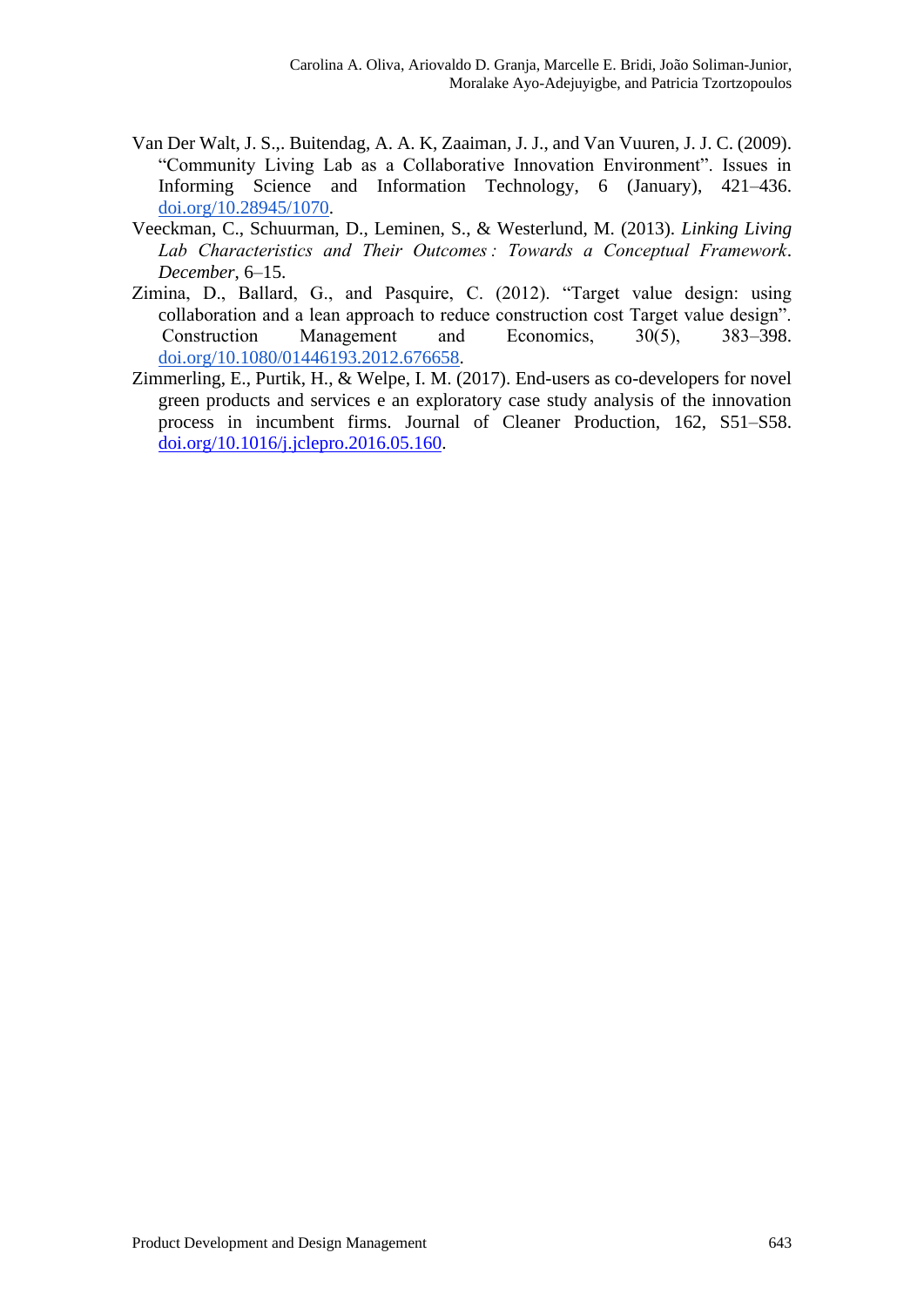Van Der Walt, J. S.,. Buitendag, A. A. K, Zaaiman, J. J., and Van Vuuren, J. J. C. (2009). "Community Living Lab as a Collaborative Innovation Environment". Issues in Informing Science and Information Technology, 6 (January), 421–436. doi.org/10.28945/1070.

Veeckman, C., Schuurman, D., Leminen, S., & Westerlund, M. (2013). *Linking Living Lab Characteristics and Their Outcomes : Towards a Conceptual Framework*. *December*, 6–15.

Zimina, D., Ballard, G., and Pasquire, C. (2012). "Target value design: using collaboration and a lean approach to reduce construction cost Target value design". Construction Management and Economics, 30(5), 383–398. doi.org/10.1080/01446193.2012.676658.

Zimmerling, E., Purtik, H., & Welpe, I. M. (2017). End-users as co-developers for novel green products and services e an exploratory case study analysis of the innovation process in incumbent firms. Journal of Cleaner Production, 162, S51–S58. doi.org/10.1016/j.jclepro.2016.05.160.